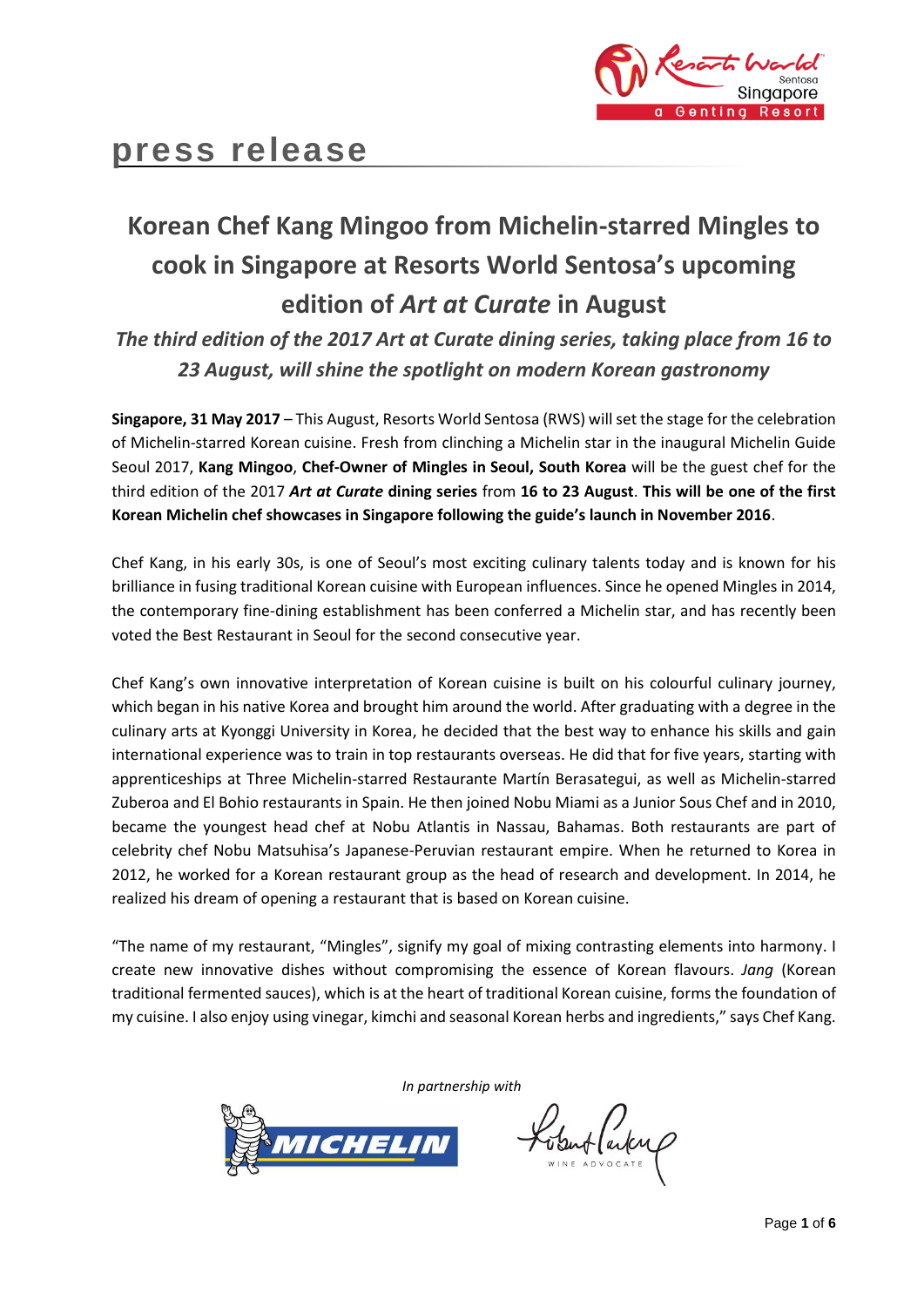# press release

## Korean Chef Kang Mingoo from Michelin-starred Mingles to cook in Singapore at Resorts World Sentosa's upcoming edition of *Art at Curate* in August

*The third edition of the 2017 Art at Curate dining series, taking place from 16 to 23 August, will shine the spotlight on modern Korean gastronomy*

**Singapore, 31 May 2017** – This August, Resorts World Sentosa (RWS) will set the stage for the celebration of Michelin-starred Korean cuisine. Fresh from clinching a Michelin star in the inaugural Michelin Guide Seoul 2017, **Kang Mingoo**, **Chef-Owner of Mingles in Seoul, South Korea** will be the guest chef for the third edition of the 2017 ***Art at Curate* dining series** from **16 to 23 August**. **This will be one of the first Korean Michelin chef showcases in Singapore following the guide's launch in November 2016**.

Chef Kang, in his early 30s, is one of Seoul's most exciting culinary talents today and is known for his brilliance in fusing traditional Korean cuisine with European influences. Since he opened Mingles in 2014, the contemporary fine-dining establishment has been conferred a Michelin star, and has recently been voted the Best Restaurant in Seoul for the second consecutive year.

Chef Kang's own innovative interpretation of Korean cuisine is built on his colourful culinary journey, which began in his native Korea and brought him around the world. After graduating with a degree in the culinary arts at Kyonggi University in Korea, he decided that the best way to enhance his skills and gain international experience was to train in top restaurants overseas. He did that for five years, starting with apprenticeships at Three Michelin-starred Restaurante Martín Berasategui, as well as Michelin-starred Zuberoa and El Bohio restaurants in Spain. He then joined Nobu Miami as a Junior Sous Chef and in 2010, became the youngest head chef at Nobu Atlantis in Nassau, Bahamas. Both restaurants are part of celebrity chef Nobu Matsuhisa's Japanese-Peruvian restaurant empire. When he returned to Korea in 2012, he worked for a Korean restaurant group as the head of research and development. In 2014, he realized his dream of opening a restaurant that is based on Korean cuisine.

"The name of my restaurant, "Mingles", signify my goal of mixing contrasting elements into harmony. I create new innovative dishes without compromising the essence of Korean flavours. *Jang* (Korean traditional fermented sauces), which is at the heart of traditional Korean cuisine, forms the foundation of my cuisine. I also enjoy using vinegar, kimchi and seasonal Korean herbs and ingredients," says Chef Kang.

*In partnership with*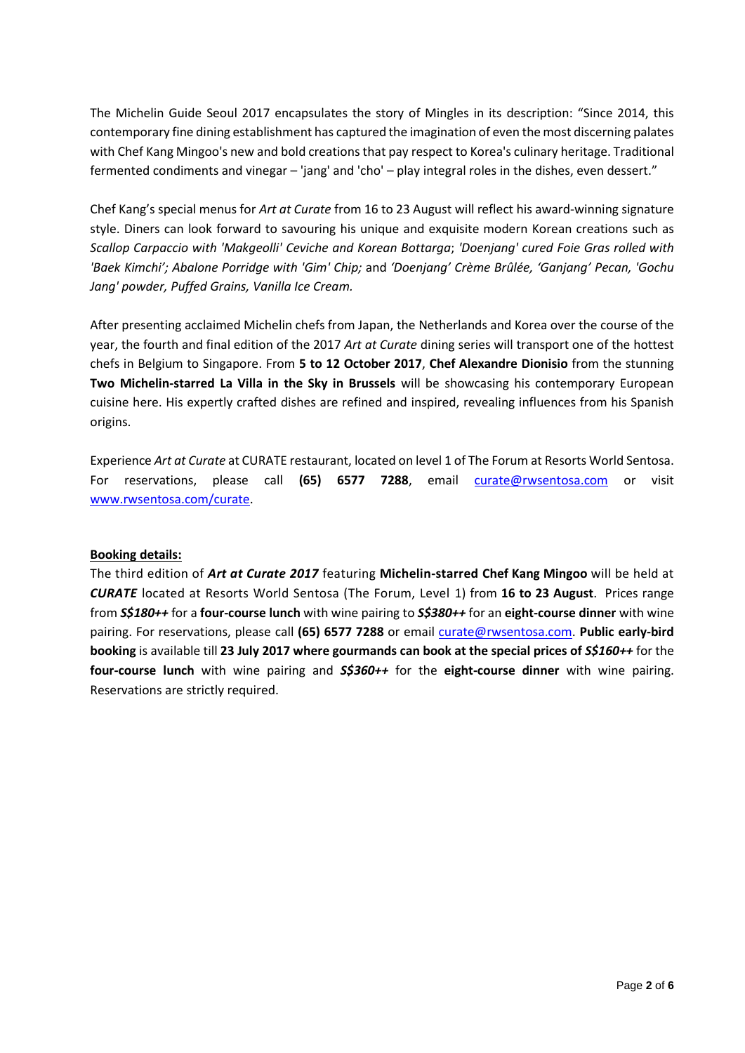The Michelin Guide Seoul 2017 encapsulates the story of Mingles in its description: "Since 2014, this contemporary fine dining establishment has captured the imagination of even the most discerning palates with Chef Kang Mingoo's new and bold creations that pay respect to Korea's culinary heritage. Traditional fermented condiments and vinegar – 'jang' and 'cho' – play integral roles in the dishes, even dessert."

Chef Kang's special menus for *Art at Curate* from 16 to 23 August will reflect his award-winning signature style. Diners can look forward to savouring his unique and exquisite modern Korean creations such as *Scallop Carpaccio with 'Makgeolli' Ceviche and Korean Bottarga*; *'Doenjang' cured Foie Gras rolled with 'Baek Kimchi'; Abalone Porridge with 'Gim' Chip;* and *'Doenjang' Crème Brûlée, 'Ganjang' Pecan, 'Gochu Jang' powder, Puffed Grains, Vanilla Ice Cream.*

After presenting acclaimed Michelin chefs from Japan, the Netherlands and Korea over the course of the year, the fourth and final edition of the 2017 *Art at Curate* dining series will transport one of the hottest chefs in Belgium to Singapore. From **5 to 12 October 2017**, **Chef Alexandre Dionisio** from the stunning **Two Michelin-starred La Villa in the Sky in Brussels** will be showcasing his contemporary European cuisine here. His expertly crafted dishes are refined and inspired, revealing influences from his Spanish origins.

Experience *Art at Curate* at CURATE restaurant, located on level 1 of The Forum at Resorts World Sentosa. For reservations, please call **(65) 6577 7288**, email [curate@rwsentosa.com](mailto:curate@rwsentosa.com) or visit [www.rwsentosa.com/curate](http://www.rwsentosa.com/curate).

**Booking details:**

The third edition of ***Art at Curate 2017*** featuring **Michelin-starred Chef Kang Mingoo** will be held at ***CURATE*** located at Resorts World Sentosa (The Forum, Level 1) from **16 to 23 August**. Prices range from ***S$180++*** for a **four-course lunch** with wine pairing to ***S$380++*** for an **eight-course dinner** with wine pairing. For reservations, please call **(65) 6577 7288** or email [curate@rwsentosa.com](mailto:curate@rwsentosa.com). **Public early-bird booking** is available till **23 July 2017 where gourmands can book at the special prices of *S$160++*** for the **four-course lunch** with wine pairing and ***S$360++*** for the **eight-course dinner** with wine pairing. Reservations are strictly required.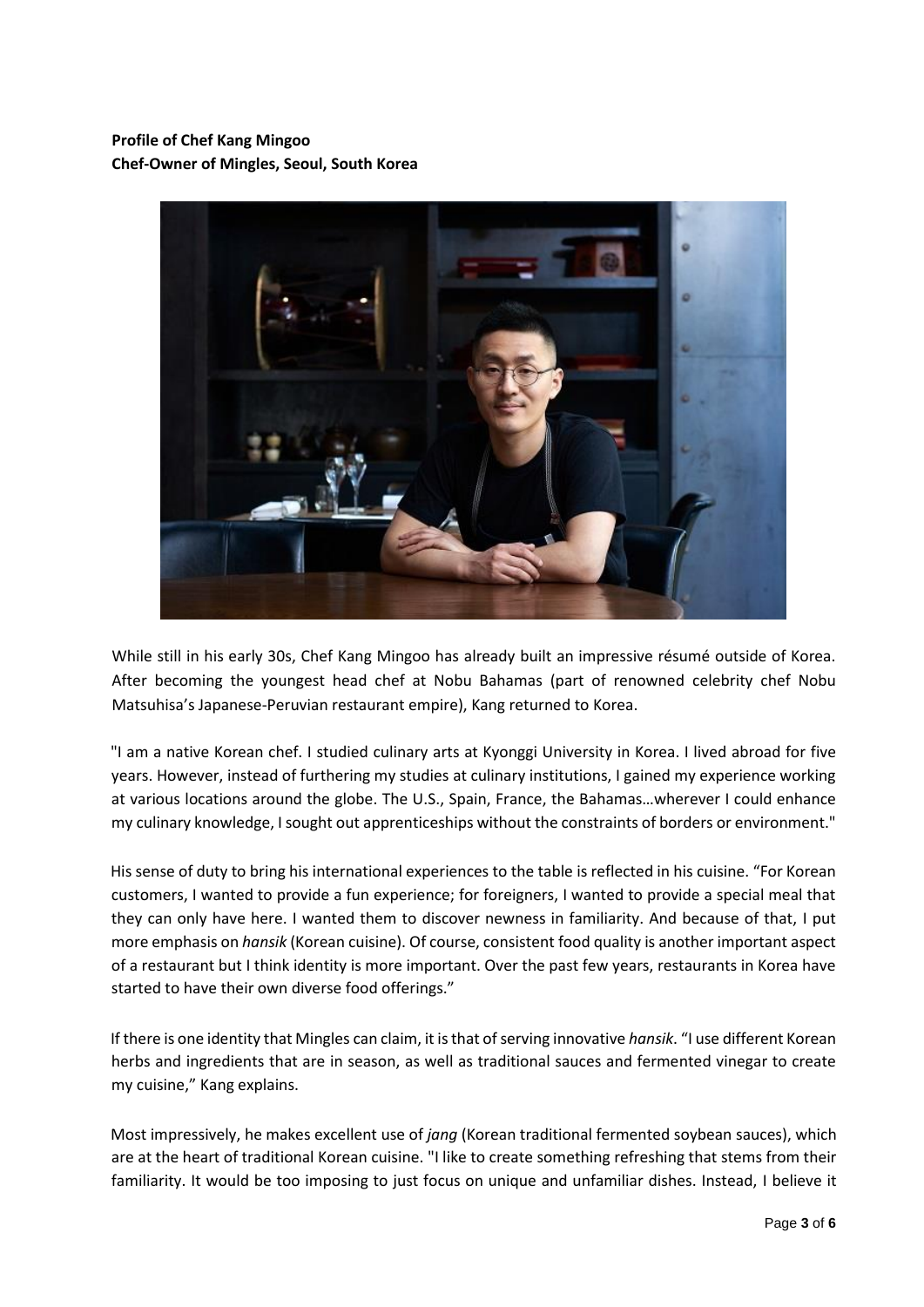**Profile of Chef Kang Mingoo**
**Chef-Owner of Mingles, Seoul, South Korea**

While still in his early 30s, Chef Kang Mingoo has already built an impressive résumé outside of Korea. After becoming the youngest head chef at Nobu Bahamas (part of renowned celebrity chef Nobu Matsuhisa's Japanese-Peruvian restaurant empire), Kang returned to Korea.

"I am a native Korean chef. I studied culinary arts at Kyonggi University in Korea. I lived abroad for five years. However, instead of furthering my studies at culinary institutions, I gained my experience working at various locations around the globe. The U.S., Spain, France, the Bahamas…wherever I could enhance my culinary knowledge, I sought out apprenticeships without the constraints of borders or environment."

His sense of duty to bring his international experiences to the table is reflected in his cuisine. "For Korean customers, I wanted to provide a fun experience; for foreigners, I wanted to provide a special meal that they can only have here. I wanted them to discover newness in familiarity. And because of that, I put more emphasis on *hansik* (Korean cuisine). Of course, consistent food quality is another important aspect of a restaurant but I think identity is more important. Over the past few years, restaurants in Korea have started to have their own diverse food offerings."

If there is one identity that Mingles can claim, it is that of serving innovative *hansik*. "I use different Korean herbs and ingredients that are in season, as well as traditional sauces and fermented vinegar to create my cuisine," Kang explains.

Most impressively, he makes excellent use of *jang* (Korean traditional fermented soybean sauces), which are at the heart of traditional Korean cuisine. "I like to create something refreshing that stems from their familiarity. It would be too imposing to just focus on unique and unfamiliar dishes. Instead, I believe it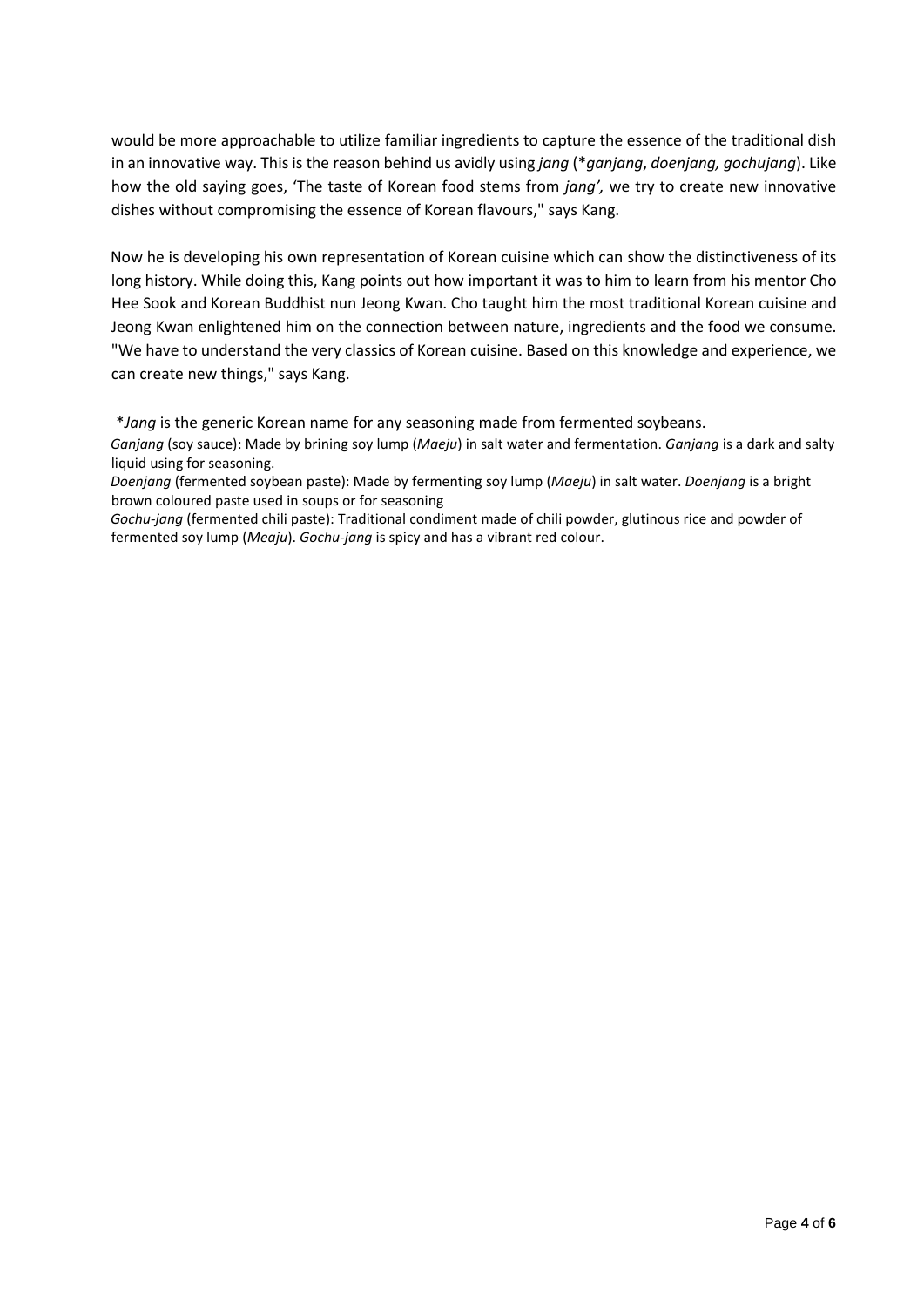would be more approachable to utilize familiar ingredients to capture the essence of the traditional dish in an innovative way. This is the reason behind us avidly using *jang* (*\*ganjang*, *doenjang, gochujang*). Like how the old saying goes, 'The taste of Korean food stems from *jang',* we try to create new innovative dishes without compromising the essence of Korean flavours," says Kang.

Now he is developing his own representation of Korean cuisine which can show the distinctiveness of its long history. While doing this, Kang points out how important it was to him to learn from his mentor Cho Hee Sook and Korean Buddhist nun Jeong Kwan. Cho taught him the most traditional Korean cuisine and Jeong Kwan enlightened him on the connection between nature, ingredients and the food we consume. "We have to understand the very classics of Korean cuisine. Based on this knowledge and experience, we can create new things," says Kang.

\**Jang* is the generic Korean name for any seasoning made from fermented soybeans.

*Ganjang* (soy sauce): Made by brining soy lump (*Maeju*) in salt water and fermentation. *Ganjang* is a dark and salty liquid using for seasoning.

*Doenjang* (fermented soybean paste): Made by fermenting soy lump (*Maeju*) in salt water. *Doenjang* is a bright brown coloured paste used in soups or for seasoning

*Gochu-jang* (fermented chili paste): Traditional condiment made of chili powder, glutinous rice and powder of fermented soy lump (*Meaju*). *Gochu-jang* is spicy and has a vibrant red colour.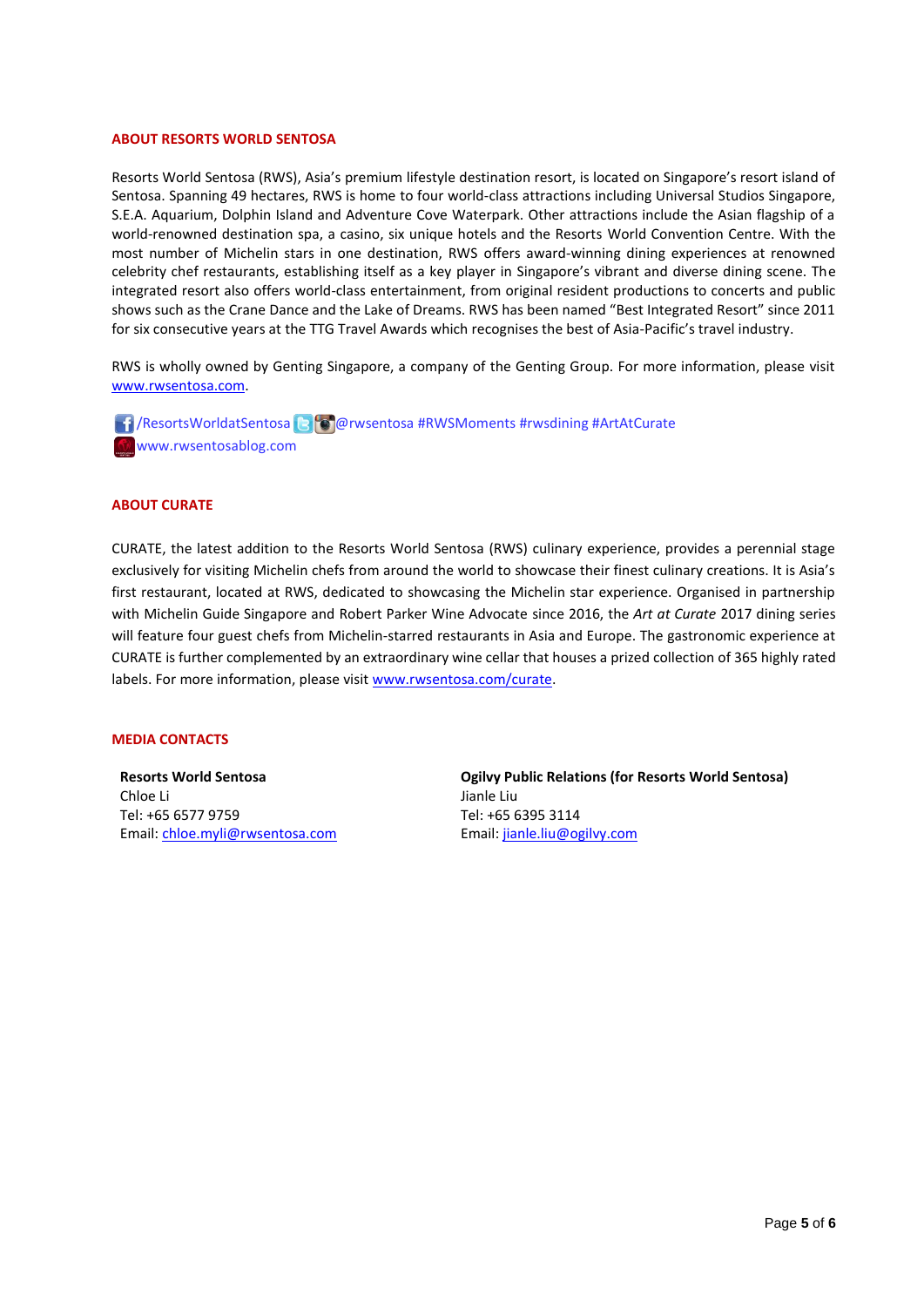## ABOUT RESORTS WORLD SENTOSA

Resorts World Sentosa (RWS), Asia's premium lifestyle destination resort, is located on Singapore's resort island of Sentosa. Spanning 49 hectares, RWS is home to four world-class attractions including Universal Studios Singapore, S.E.A. Aquarium, Dolphin Island and Adventure Cove Waterpark. Other attractions include the Asian flagship of a world-renowned destination spa, a casino, six unique hotels and the Resorts World Convention Centre. With the most number of Michelin stars in one destination, RWS offers award-winning dining experiences at renowned celebrity chef restaurants, establishing itself as a key player in Singapore's vibrant and diverse dining scene. The integrated resort also offers world-class entertainment, from original resident productions to concerts and public shows such as the Crane Dance and the Lake of Dreams. RWS has been named "Best Integrated Resort" since 2011 for six consecutive years at the TTG Travel Awards which recognises the best of Asia-Pacific's travel industry.

RWS is wholly owned by Genting Singapore, a company of the Genting Group. For more information, please visit www.rwsentosa.com.

/ResortsWorldatSentosa @rwsentosa #RWSMoments #rwsdining #ArtAtCurate
www.rwsentosablog.com

## ABOUT CURATE

CURATE, the latest addition to the Resorts World Sentosa (RWS) culinary experience, provides a perennial stage exclusively for visiting Michelin chefs from around the world to showcase their finest culinary creations. It is Asia's first restaurant, located at RWS, dedicated to showcasing the Michelin star experience. Organised in partnership with Michelin Guide Singapore and Robert Parker Wine Advocate since 2016, the *Art at Curate* 2017 dining series will feature four guest chefs from Michelin-starred restaurants in Asia and Europe. The gastronomic experience at CURATE is further complemented by an extraordinary wine cellar that houses a prized collection of 365 highly rated labels. For more information, please visit www.rwsentosa.com/curate.

## MEDIA CONTACTS

**Resorts World Sentosa**
Chloe Li
Tel: +65 6577 9759
Email: chloe.myli@rwsentosa.com

**Ogilvy Public Relations (for Resorts World Sentosa)**
Jianle Liu
Tel: +65 6395 3114
Email: jianle.liu@ogilvy.com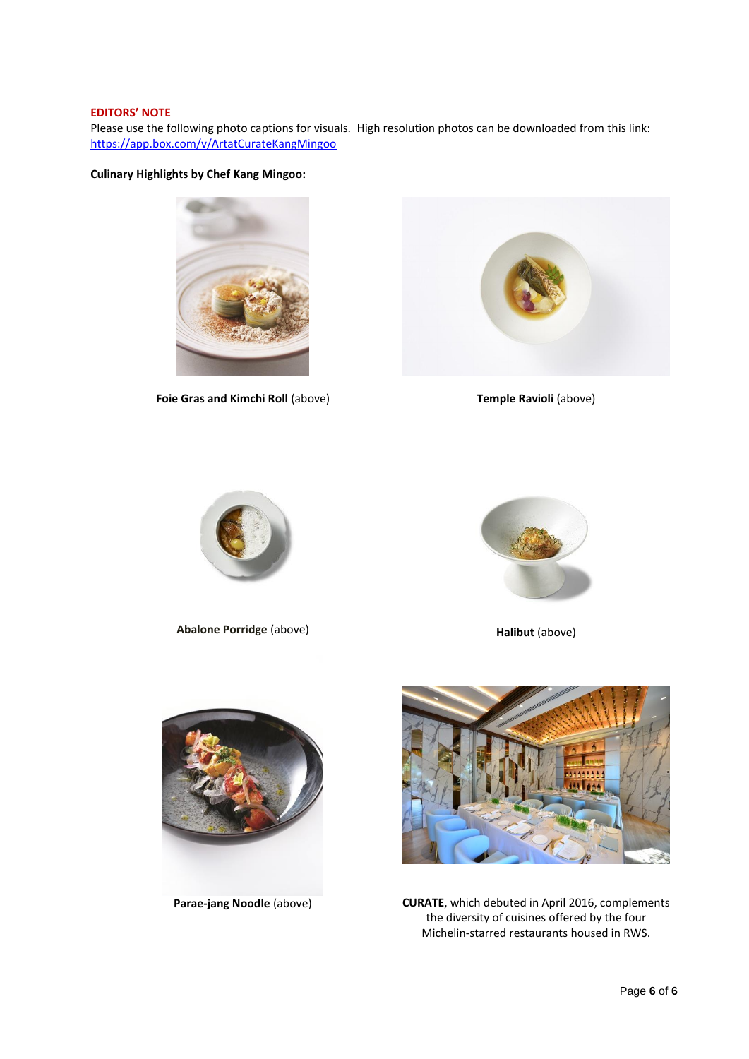**EDITORS' NOTE**

Please use the following photo captions for visuals. High resolution photos can be downloaded from this link: [https://app.box.com/v/ArtatCurateKangMingoo](https://app.box.com/v/ArtatCurateKangMingoo)

**Culinary Highlights by Chef Kang Mingoo:**

**Foie Gras and Kimchi Roll** (above)

**Temple Ravioli** (above)

**Abalone Porridge** (above)

**Halibut** (above)

**Parae-jang Noodle** (above)

**CURATE**, which debuted in April 2016, complements the diversity of cuisines offered by the four Michelin-starred restaurants housed in RWS.